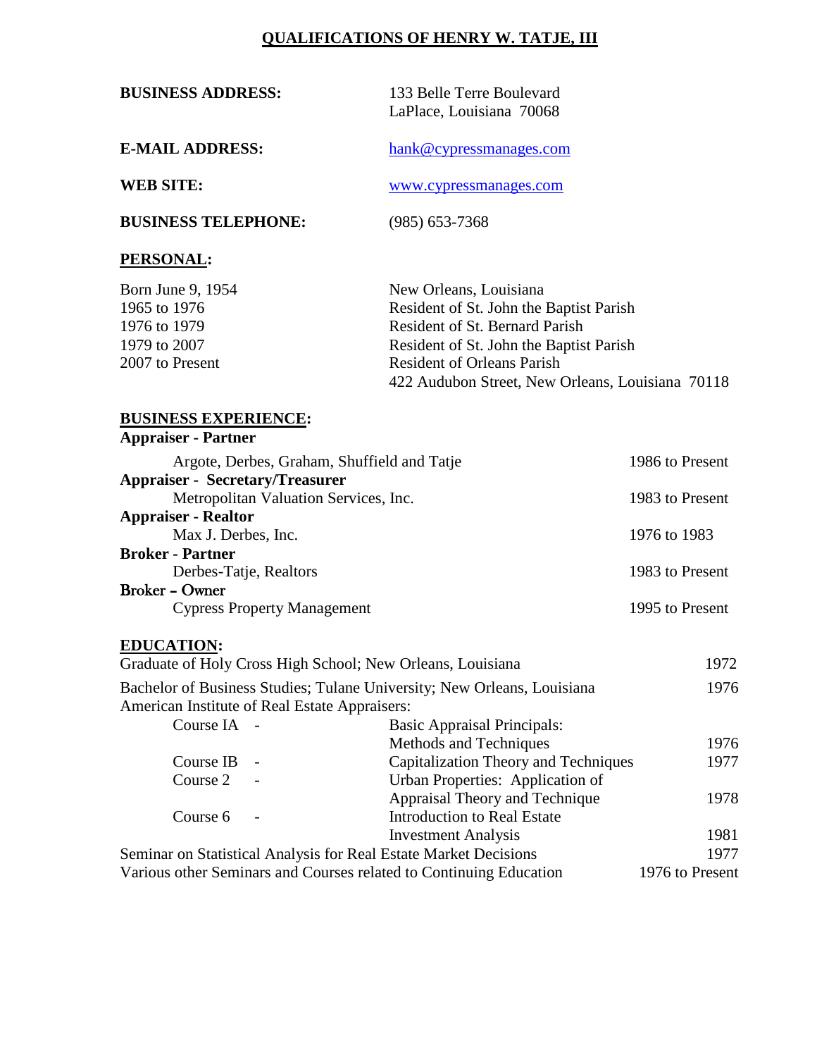# QUALIFICATIONS OF HENRY W. TATJE, III

**BUSINESS ADDRESS:** 133 Belle Terre Boulevard
LaPlace, Louisiana 70068

**E-MAIL ADDRESS:** hank@cypressmanages.com

**WEB SITE:** www.cypressmanages.com

**BUSINESS TELEPHONE:** (985) 653-7368

## PERSONAL:

| | |
|---|---|
| Born June 9, 1954 | New Orleans, Louisiana |
| 1965 to 1976 | Resident of St. John the Baptist Parish |
| 1976 to 1979 | Resident of St. Bernard Parish |
| 1979 to 2007 | Resident of St. John the Baptist Parish |
| 2007 to Present | Resident of Orleans Parish<br>422 Audubon Street, New Orleans, Louisiana 70118 |

## BUSINESS EXPERIENCE:

**Appraiser - Partner**
Argote, Derbes, Graham, Shuffield and Tatje — 1986 to Present

**Appraiser - Secretary/Treasurer**
Metropolitan Valuation Services, Inc. — 1983 to Present

**Appraiser - Realtor**
Max J. Derbes, Inc. — 1976 to 1983

**Broker - Partner**
Derbes-Tatje, Realtors — 1983 to Present

**Broker – Owner**
Cypress Property Management — 1995 to Present

## EDUCATION:

Graduate of Holy Cross High School; New Orleans, Louisiana — 1972

Bachelor of Business Studies; Tulane University; New Orleans, Louisiana — 1976

American Institute of Real Estate Appraisers:

| Course | Title | Year |
|---|---|---|
| Course IA - | Basic Appraisal Principals: Methods and Techniques | 1976 |
| Course IB - | Capitalization Theory and Techniques | 1977 |
| Course 2 - | Urban Properties: Application of Appraisal Theory and Technique | 1978 |
| Course 6 - | Introduction to Real Estate Investment Analysis | 1981 |

Seminar on Statistical Analysis for Real Estate Market Decisions — 1977

Various other Seminars and Courses related to Continuing Education — 1976 to Present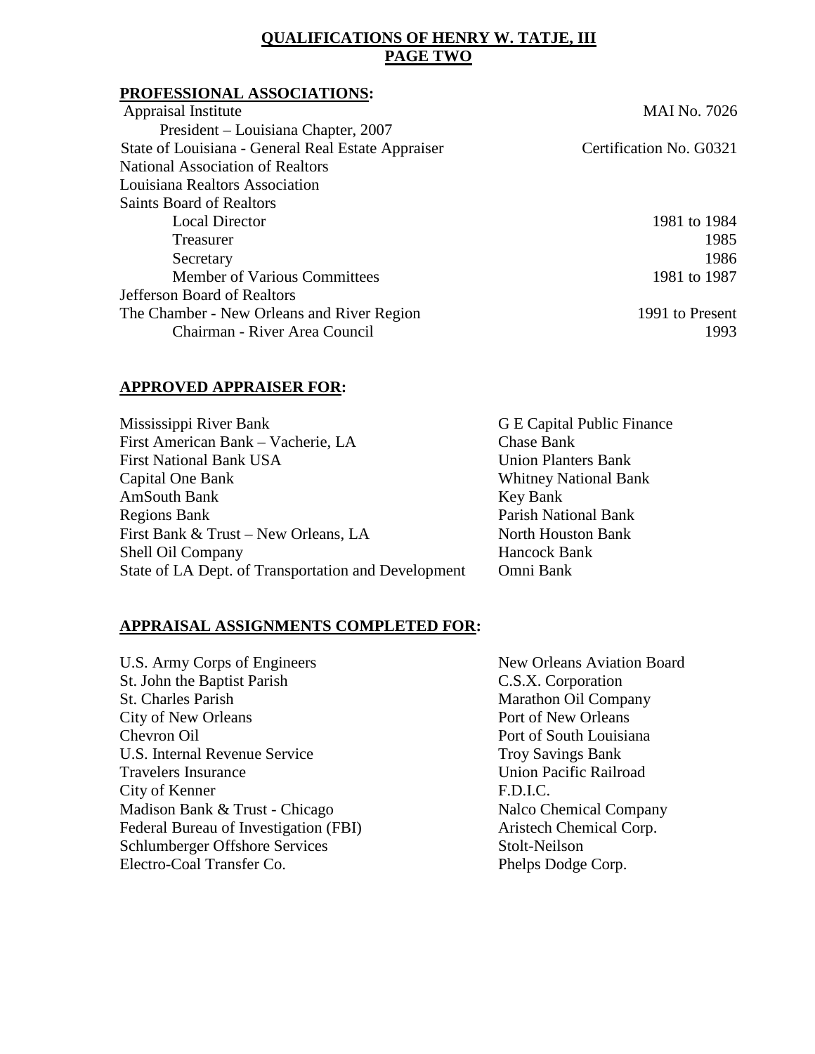**QUALIFICATIONS OF HENRY W. TATJE, III**
**PAGE TWO**

## PROFESSIONAL ASSOCIATIONS:

| | |
|---|---|
| Appraisal Institute | MAI No. 7026 |
| President – Louisiana Chapter, 2007 | |
| State of Louisiana - General Real Estate Appraiser | Certification No. G0321 |
| National Association of Realtors | |
| Louisiana Realtors Association | |
| Saints Board of Realtors | |
| Local Director | 1981 to 1984 |
| Treasurer | 1985 |
| Secretary | 1986 |
| Member of Various Committees | 1981 to 1987 |
| Jefferson Board of Realtors | |
| The Chamber - New Orleans and River Region | 1991 to Present |
| Chairman - River Area Council | 1993 |

## APPROVED APPRAISER FOR:

- Mississippi River Bank
- First American Bank – Vacherie, LA
- First National Bank USA
- Capital One Bank
- AmSouth Bank
- Regions Bank
- First Bank & Trust – New Orleans, LA
- Shell Oil Company
- State of LA Dept. of Transportation and Development
- G E Capital Public Finance
- Chase Bank
- Union Planters Bank
- Whitney National Bank
- Key Bank
- Parish National Bank
- North Houston Bank
- Hancock Bank
- Omni Bank

## APPRAISAL ASSIGNMENTS COMPLETED FOR:

- U.S. Army Corps of Engineers
- St. John the Baptist Parish
- St. Charles Parish
- City of New Orleans
- Chevron Oil
- U.S. Internal Revenue Service
- Travelers Insurance
- City of Kenner
- Madison Bank & Trust - Chicago
- Federal Bureau of Investigation (FBI)
- Schlumberger Offshore Services
- Electro-Coal Transfer Co.
- New Orleans Aviation Board
- C.S.X. Corporation
- Marathon Oil Company
- Port of New Orleans
- Port of South Louisiana
- Troy Savings Bank
- Union Pacific Railroad
- F.D.I.C.
- Nalco Chemical Company
- Aristech Chemical Corp.
- Stolt-Neilson
- Phelps Dodge Corp.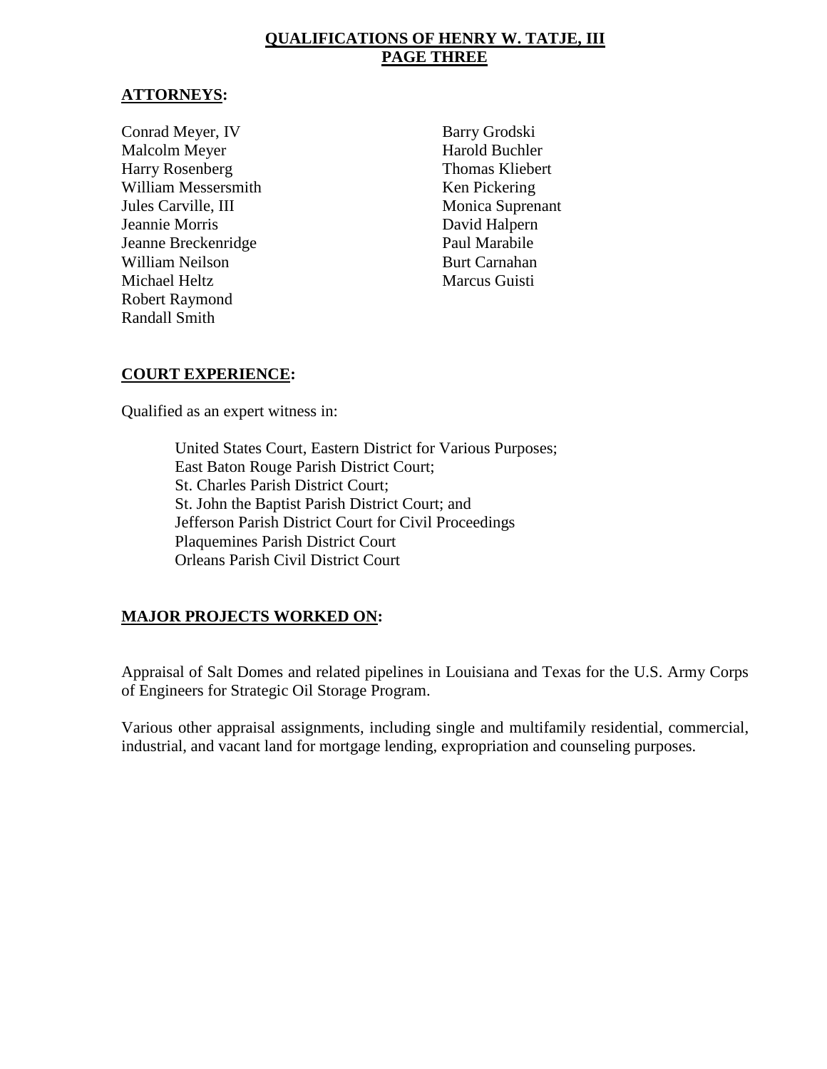**QUALIFICATIONS OF HENRY W. TATJE, III**
**PAGE THREE**

## ATTORNEYS:

- Conrad Meyer, IV
- Malcolm Meyer
- Harry Rosenberg
- William Messersmith
- Jules Carville, III
- Jeannie Morris
- Jeanne Breckenridge
- William Neilson
- Michael Heltz
- Robert Raymond
- Randall Smith
- Barry Grodski
- Harold Buchler
- Thomas Kliebert
- Ken Pickering
- Monica Suprenant
- David Halpern
- Paul Marabile
- Burt Carnahan
- Marcus Guisti

## COURT EXPERIENCE:

Qualified as an expert witness in:

> United States Court, Eastern District for Various Purposes;
> East Baton Rouge Parish District Court;
> St. Charles Parish District Court;
> St. John the Baptist Parish District Court; and
> Jefferson Parish District Court for Civil Proceedings
> Plaquemines Parish District Court
> Orleans Parish Civil District Court

## MAJOR PROJECTS WORKED ON:

Appraisal of Salt Domes and related pipelines in Louisiana and Texas for the U.S. Army Corps of Engineers for Strategic Oil Storage Program.

Various other appraisal assignments, including single and multifamily residential, commercial, industrial, and vacant land for mortgage lending, expropriation and counseling purposes.